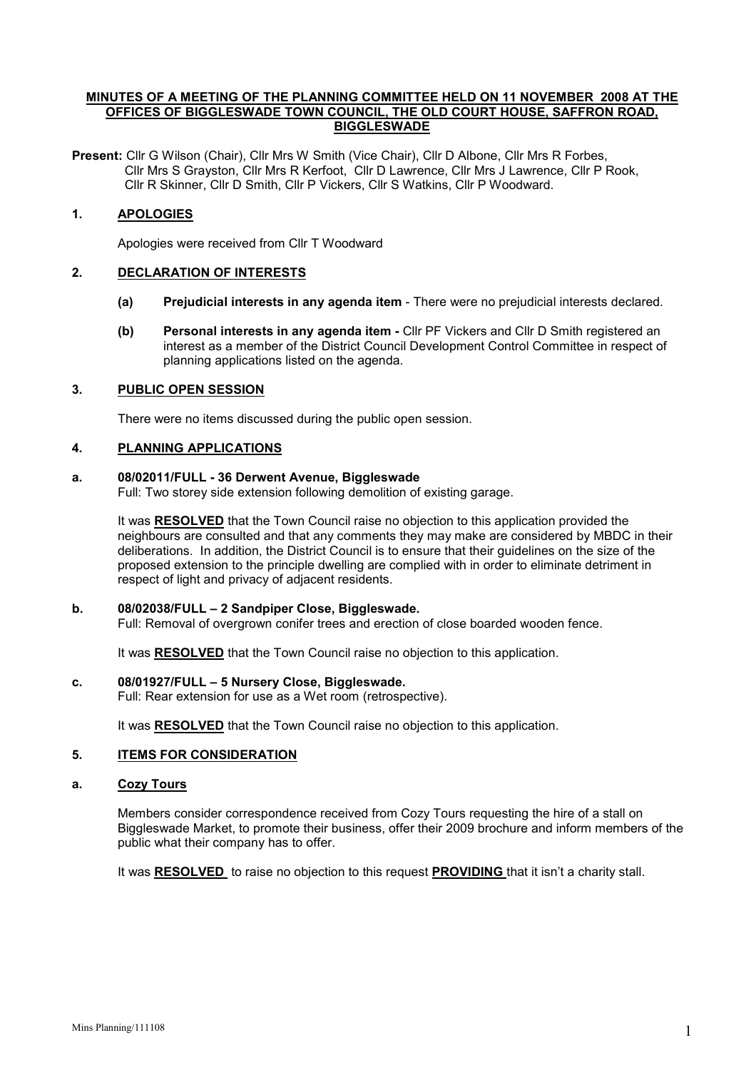# MINUTES OF A MEETING OF THE PLANNING COMMITTEE HELD ON 11 NOVEMBER 2008 AT THE OFFICES OF BIGGLESWADE TOWN COUNCIL, THE OLD COURT HOUSE, SAFFRON ROAD, BIGGLESWADE

**Present:** Cllr G Wilson (Chair), Cllr Mrs W Smith (Vice Chair), Cllr D Albone, Cllr Mrs R Forbes, Cllr Mrs S Grayston, Cllr Mrs R Kerfoot, Cllr D Lawrence, Cllr Mrs J Lawrence, Cllr P Rook, Cllr R Skinner, Cllr D Smith, Cllr P Vickers, Cllr S Watkins, Cllr P Woodward.

## 1. APOLOGIES

Apologies were received from Cllr T Woodward

## 2. DECLARATION OF INTERESTS

**(a) Prejudicial interests in any agenda item** - There were no prejudicial interests declared.

**(b) Personal interests in any agenda item -** Cllr PF Vickers and Cllr D Smith registered an interest as a member of the District Council Development Control Committee in respect of planning applications listed on the agenda.

## 3. PUBLIC OPEN SESSION

There were no items discussed during the public open session.

## 4. PLANNING APPLICATIONS

**a. 08/02011/FULL - 36 Derwent Avenue, Biggleswade**
Full: Two storey side extension following demolition of existing garage.

It was **RESOLVED** that the Town Council raise no objection to this application provided the neighbours are consulted and that any comments they may make are considered by MBDC in their deliberations. In addition, the District Council is to ensure that their guidelines on the size of the proposed extension to the principle dwelling are complied with in order to eliminate detriment in respect of light and privacy of adjacent residents.

**b. 08/02038/FULL – 2 Sandpiper Close, Biggleswade.**
Full: Removal of overgrown conifer trees and erection of close boarded wooden fence.

It was **RESOLVED** that the Town Council raise no objection to this application.

**c. 08/01927/FULL – 5 Nursery Close, Biggleswade.**
Full: Rear extension for use as a Wet room (retrospective).

It was **RESOLVED** that the Town Council raise no objection to this application.

## 5. ITEMS FOR CONSIDERATION

**a. Cozy Tours**

Members consider correspondence received from Cozy Tours requesting the hire of a stall on Biggleswade Market, to promote their business, offer their 2009 brochure and inform members of the public what their company has to offer.

It was **RESOLVED** to raise no objection to this request **PROVIDING** that it isn't a charity stall.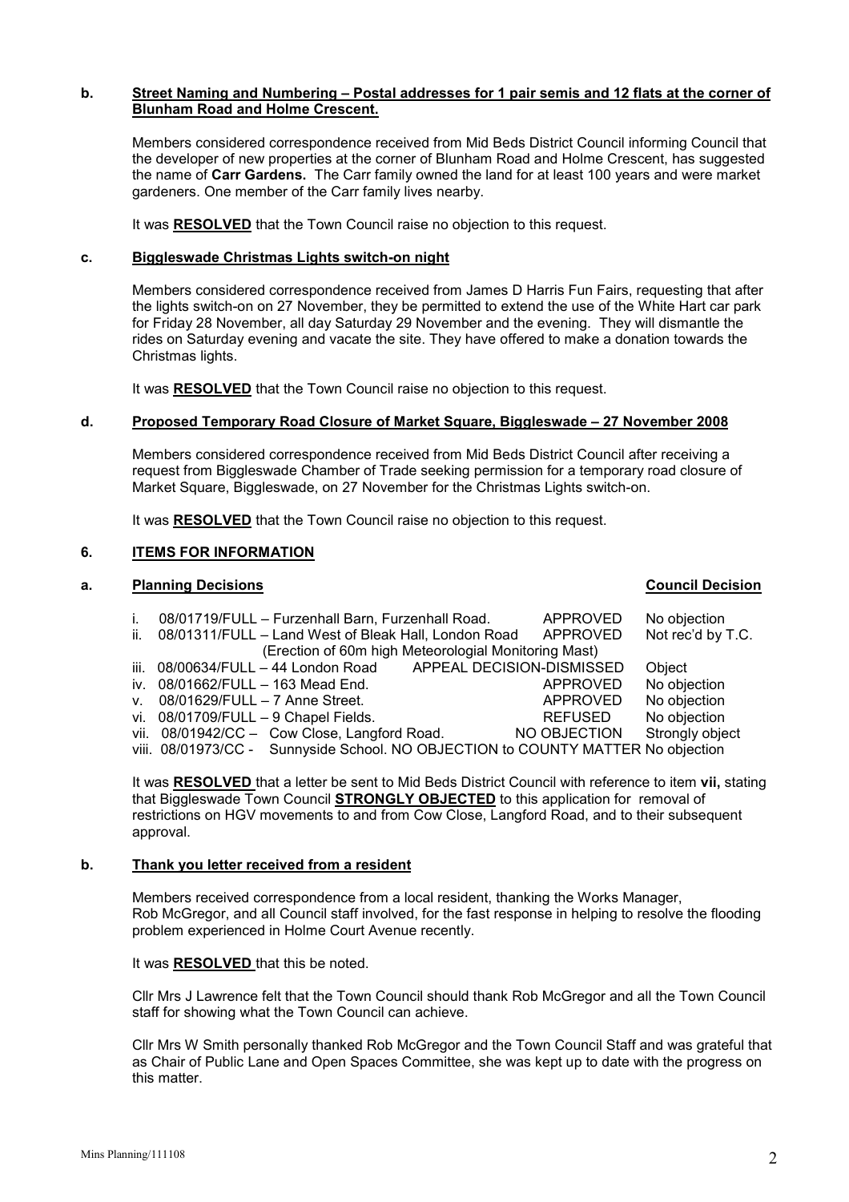**b. Street Naming and Numbering – Postal addresses for 1 pair semis and 12 flats at the corner of Blunham Road and Holme Crescent.**

Members considered correspondence received from Mid Beds District Council informing Council that the developer of new properties at the corner of Blunham Road and Holme Crescent, has suggested the name of **Carr Gardens.** The Carr family owned the land for at least 100 years and were market gardeners. One member of the Carr family lives nearby.

It was **RESOLVED** that the Town Council raise no objection to this request.

**c. Biggleswade Christmas Lights switch-on night**

Members considered correspondence received from James D Harris Fun Fairs, requesting that after the lights switch-on on 27 November, they be permitted to extend the use of the White Hart car park for Friday 28 November, all day Saturday 29 November and the evening. They will dismantle the rides on Saturday evening and vacate the site. They have offered to make a donation towards the Christmas lights.

It was **RESOLVED** that the Town Council raise no objection to this request.

**d. Proposed Temporary Road Closure of Market Square, Biggleswade – 27 November 2008**

Members considered correspondence received from Mid Beds District Council after receiving a request from Biggleswade Chamber of Trade seeking permission for a temporary road closure of Market Square, Biggleswade, on 27 November for the Christmas Lights switch-on.

It was **RESOLVED** that the Town Council raise no objection to this request.

**6. ITEMS FOR INFORMATION**

**a. Planning Decisions** — **Council Decision**

| | Application | Decision | Council Decision |
|---|---|---|---|
| i. | 08/01719/FULL – Furzenhall Barn, Furzenhall Road. | APPROVED | No objection |
| ii. | 08/01311/FULL – Land West of Bleak Hall, London Road (Erection of 60m high Meteorological Monitoring Mast) | APPROVED | Not rec'd by T.C. |
| iii. | 08/00634/FULL – 44 London Road | APPEAL DECISION-DISMISSED | Object |
| iv. | 08/01662/FULL – 163 Mead End. | APPROVED | No objection |
| v. | 08/01629/FULL – 7 Anne Street. | APPROVED | No objection |
| vi. | 08/01709/FULL – 9 Chapel Fields. | REFUSED | No objection |
| vii. | 08/01942/CC – Cow Close, Langford Road. | NO OBJECTION | Strongly object |
| viii. | 08/01973/CC - Sunnyside School. | NO OBJECTION to COUNTY MATTER | No objection |

It was **RESOLVED** that a letter be sent to Mid Beds District Council with reference to item **vii,** stating that Biggleswade Town Council **STRONGLY OBJECTED** to this application for removal of restrictions on HGV movements to and from Cow Close, Langford Road, and to their subsequent approval.

**b. Thank you letter received from a resident**

Members received correspondence from a local resident, thanking the Works Manager, Rob McGregor, and all Council staff involved, for the fast response in helping to resolve the flooding problem experienced in Holme Court Avenue recently.

It was **RESOLVED** that this be noted.

Cllr Mrs J Lawrence felt that the Town Council should thank Rob McGregor and all the Town Council staff for showing what the Town Council can achieve.

Cllr Mrs W Smith personally thanked Rob McGregor and the Town Council Staff and was grateful that as Chair of Public Lane and Open Spaces Committee, she was kept up to date with the progress on this matter.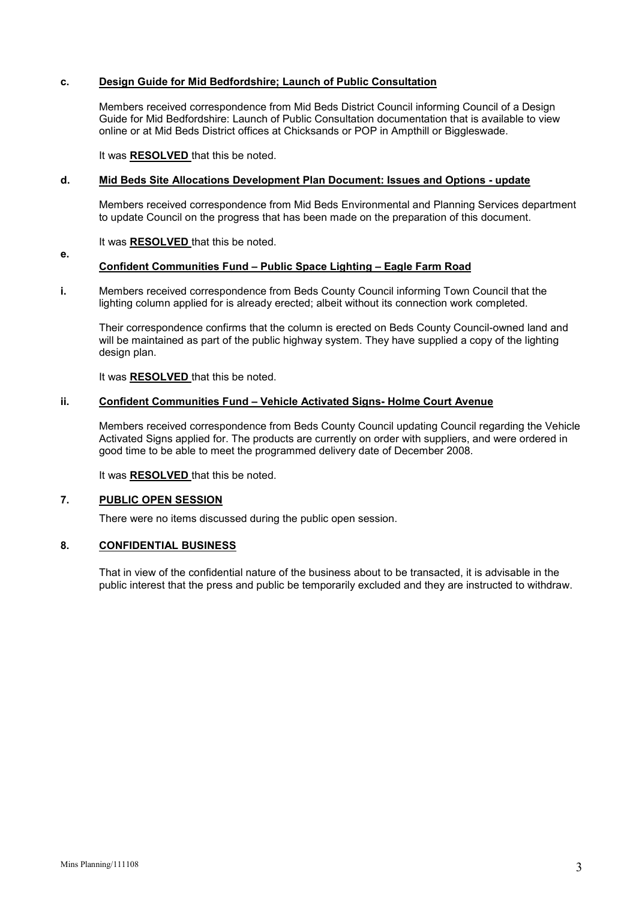**c. Design Guide for Mid Bedfordshire; Launch of Public Consultation**

Members received correspondence from Mid Beds District Council informing Council of a Design Guide for Mid Bedfordshire: Launch of Public Consultation documentation that is available to view online or at Mid Beds District offices at Chicksands or POP in Ampthill or Biggleswade.

It was **RESOLVED** that this be noted.

**d. Mid Beds Site Allocations Development Plan Document: Issues and Options - update**

Members received correspondence from Mid Beds Environmental and Planning Services department to update Council on the progress that has been made on the preparation of this document.

It was **RESOLVED** that this be noted.

**e.**

**Confident Communities Fund – Public Space Lighting – Eagle Farm Road**

**i.** Members received correspondence from Beds County Council informing Town Council that the lighting column applied for is already erected; albeit without its connection work completed.

Their correspondence confirms that the column is erected on Beds County Council-owned land and will be maintained as part of the public highway system. They have supplied a copy of the lighting design plan.

It was **RESOLVED** that this be noted.

**ii. Confident Communities Fund – Vehicle Activated Signs- Holme Court Avenue**

Members received correspondence from Beds County Council updating Council regarding the Vehicle Activated Signs applied for. The products are currently on order with suppliers, and were ordered in good time to be able to meet the programmed delivery date of December 2008.

It was **RESOLVED** that this be noted.

**7. PUBLIC OPEN SESSION**

There were no items discussed during the public open session.

**8. CONFIDENTIAL BUSINESS**

That in view of the confidential nature of the business about to be transacted, it is advisable in the public interest that the press and public be temporarily excluded and they are instructed to withdraw.